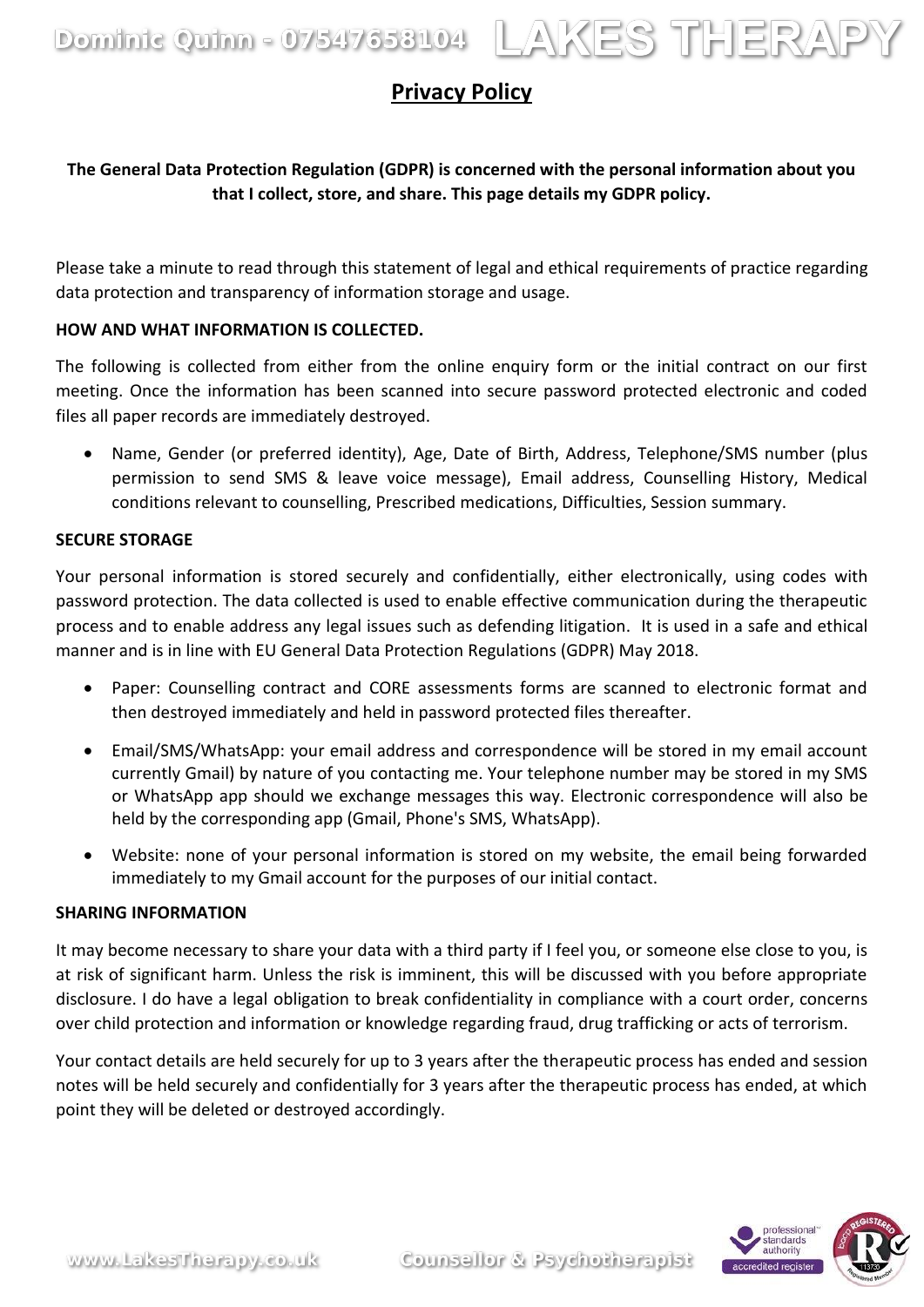# Privacy Policy

**The General Data Protection Regulation (GDPR) is concerned with the personal information about you that I collect, store, and share. This page details my GDPR policy.**

Please take a minute to read through this statement of legal and ethical requirements of practice regarding data protection and transparency of information storage and usage.

**HOW AND WHAT INFORMATION IS COLLECTED.**

The following is collected from either from the online enquiry form or the initial contract on our first meeting. Once the information has been scanned into secure password protected electronic and coded files all paper records are immediately destroyed.

- Name, Gender (or preferred identity), Age, Date of Birth, Address, Telephone/SMS number (plus permission to send SMS & leave voice message), Email address, Counselling History, Medical conditions relevant to counselling, Prescribed medications, Difficulties, Session summary.

**SECURE STORAGE**

Your personal information is stored securely and confidentially, either electronically, using codes with password protection. The data collected is used to enable effective communication during the therapeutic process and to enable address any legal issues such as defending litigation. It is used in a safe and ethical manner and is in line with EU General Data Protection Regulations (GDPR) May 2018.

- Paper: Counselling contract and CORE assessments forms are scanned to electronic format and then destroyed immediately and held in password protected files thereafter.
- Email/SMS/WhatsApp: your email address and correspondence will be stored in my email account currently Gmail) by nature of you contacting me. Your telephone number may be stored in my SMS or WhatsApp app should we exchange messages this way. Electronic correspondence will also be held by the corresponding app (Gmail, Phone's SMS, WhatsApp).
- Website: none of your personal information is stored on my website, the email being forwarded immediately to my Gmail account for the purposes of our initial contact.

**SHARING INFORMATION**

It may become necessary to share your data with a third party if I feel you, or someone else close to you, is at risk of significant harm. Unless the risk is imminent, this will be discussed with you before appropriate disclosure. I do have a legal obligation to break confidentiality in compliance with a court order, concerns over child protection and information or knowledge regarding fraud, drug trafficking or acts of terrorism.

Your contact details are held securely for up to 3 years after the therapeutic process has ended and session notes will be held securely and confidentially for 3 years after the therapeutic process has ended, at which point they will be deleted or destroyed accordingly.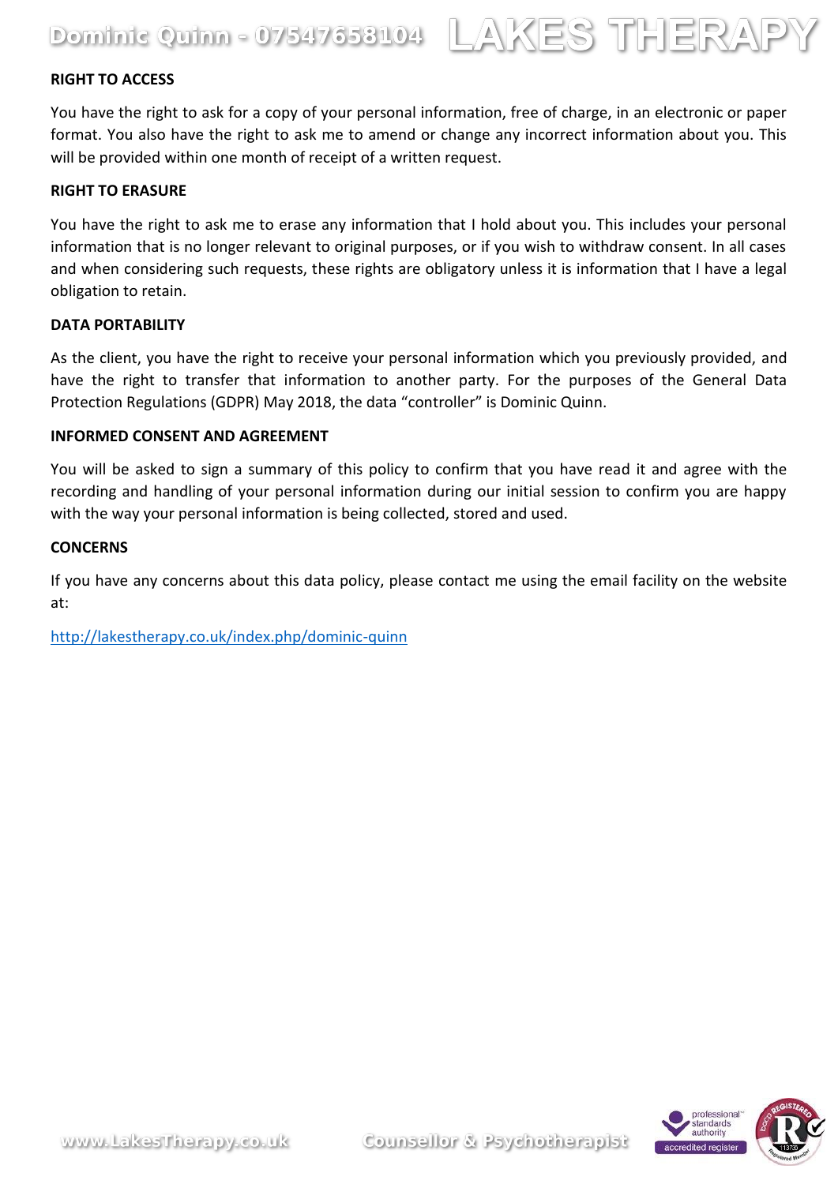## RIGHT TO ACCESS

You have the right to ask for a copy of your personal information, free of charge, in an electronic or paper format. You also have the right to ask me to amend or change any incorrect information about you. This will be provided within one month of receipt of a written request.

## RIGHT TO ERASURE

You have the right to ask me to erase any information that I hold about you. This includes your personal information that is no longer relevant to original purposes, or if you wish to withdraw consent. In all cases and when considering such requests, these rights are obligatory unless it is information that I have a legal obligation to retain.

## DATA PORTABILITY

As the client, you have the right to receive your personal information which you previously provided, and have the right to transfer that information to another party. For the purposes of the General Data Protection Regulations (GDPR) May 2018, the data "controller" is Dominic Quinn.

## INFORMED CONSENT AND AGREEMENT

You will be asked to sign a summary of this policy to confirm that you have read it and agree with the recording and handling of your personal information during our initial session to confirm you are happy with the way your personal information is being collected, stored and used.

## CONCERNS

If you have any concerns about this data policy, please contact me using the email facility on the website at:

[http://lakestherapy.co.uk/index.php/dominic-quinn](http://lakestherapy.co.uk/index.php/dominic-quinn)